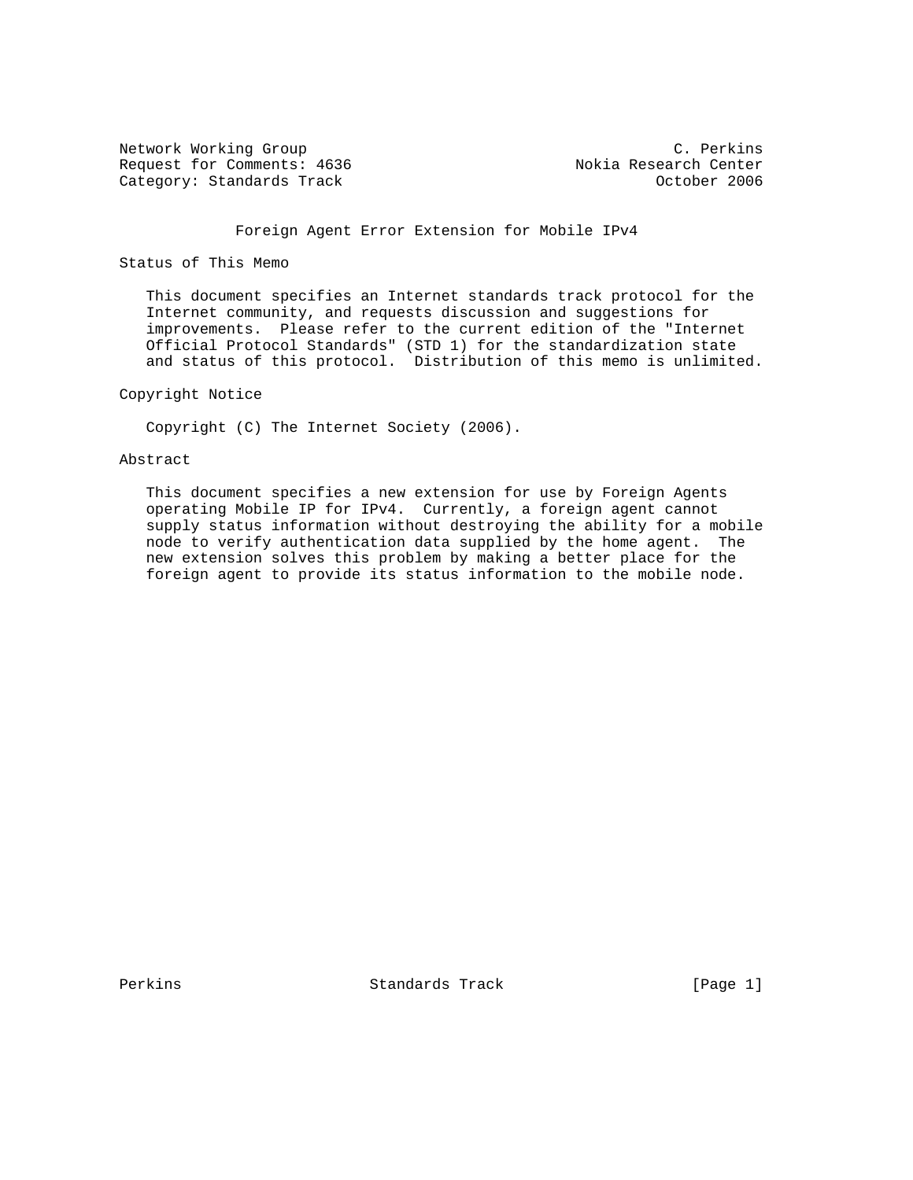Network Working Group C. Perkins
Request for Comments: 4636 Nokia Research Center
Category: Standards Track October 2006

# Foreign Agent Error Extension for Mobile IPv4

## Status of This Memo

This document specifies an Internet standards track protocol for the Internet community, and requests discussion and suggestions for improvements. Please refer to the current edition of the "Internet Official Protocol Standards" (STD 1) for the standardization state and status of this protocol. Distribution of this memo is unlimited.

## Copyright Notice

Copyright (C) The Internet Society (2006).

## Abstract

This document specifies a new extension for use by Foreign Agents operating Mobile IP for IPv4. Currently, a foreign agent cannot supply status information without destroying the ability for a mobile node to verify authentication data supplied by the home agent. The new extension solves this problem by making a better place for the foreign agent to provide its status information to the mobile node.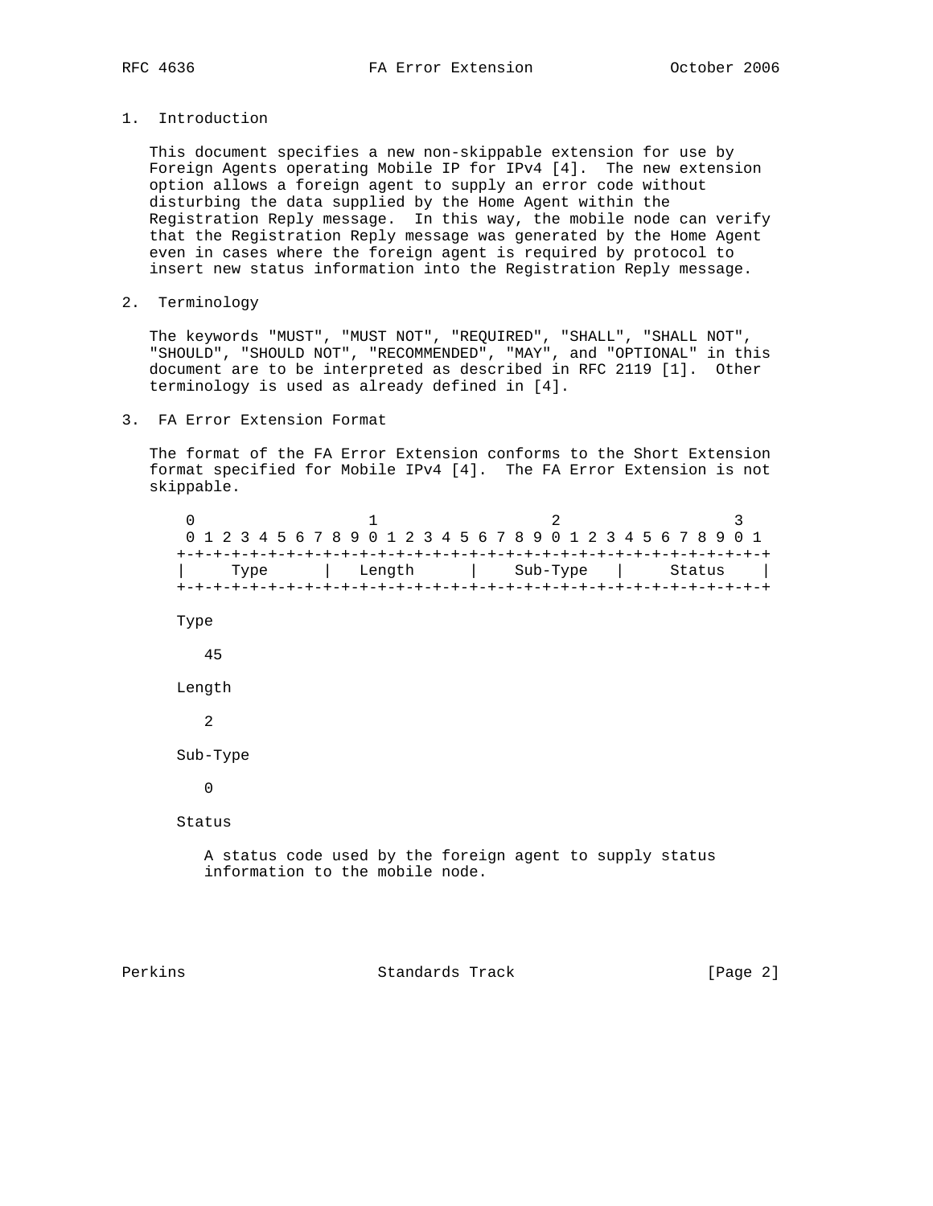## 1. Introduction

This document specifies a new non-skippable extension for use by Foreign Agents operating Mobile IP for IPv4 [4]. The new extension option allows a foreign agent to supply an error code without disturbing the data supplied by the Home Agent within the Registration Reply message. In this way, the mobile node can verify that the Registration Reply message was generated by the Home Agent even in cases where the foreign agent is required by protocol to insert new status information into the Registration Reply message.

## 2. Terminology

The keywords "MUST", "MUST NOT", "REQUIRED", "SHALL", "SHALL NOT", "SHOULD", "SHOULD NOT", "RECOMMENDED", "MAY", and "OPTIONAL" in this document are to be interpreted as described in RFC 2119 [1]. Other terminology is used as already defined in [4].

## 3. FA Error Extension Format

The format of the FA Error Extension conforms to the Short Extension format specified for Mobile IPv4 [4]. The FA Error Extension is not skippable.

```
 0                   1                   2                   3
 0 1 2 3 4 5 6 7 8 9 0 1 2 3 4 5 6 7 8 9 0 1 2 3 4 5 6 7 8 9 0 1
+-+-+-+-+-+-+-+-+-+-+-+-+-+-+-+-+-+-+-+-+-+-+-+-+-+-+-+-+-+-+-+-+
|     Type      |    Length     |   Sub-Type    |     Status    |
+-+-+-+-+-+-+-+-+-+-+-+-+-+-+-+-+-+-+-+-+-+-+-+-+-+-+-+-+-+-+-+-+
```

Type

   45

Length

   2

Sub-Type

   0

Status

   A status code used by the foreign agent to supply status information to the mobile node.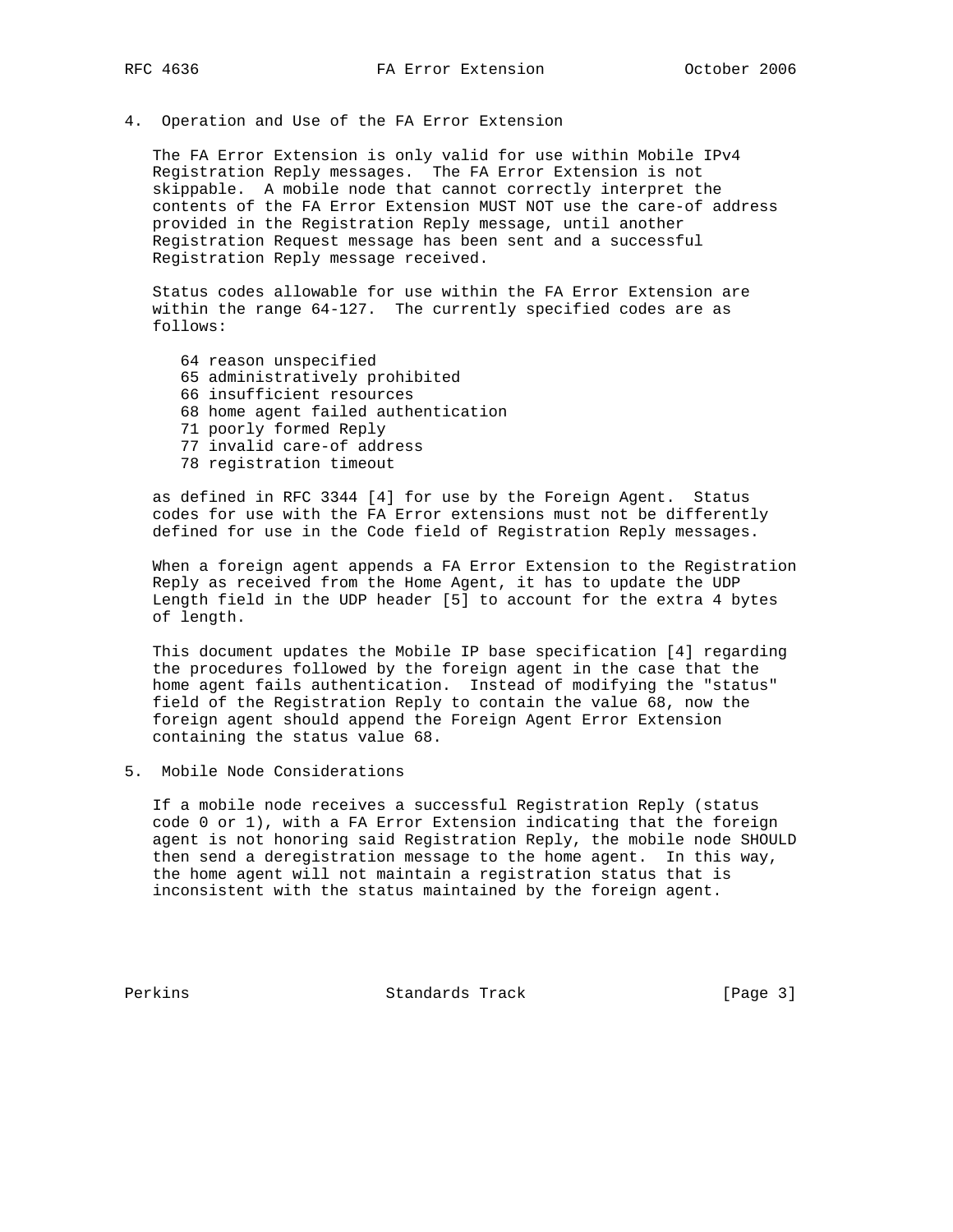## 4. Operation and Use of the FA Error Extension

The FA Error Extension is only valid for use within Mobile IPv4 Registration Reply messages. The FA Error Extension is not skippable. A mobile node that cannot correctly interpret the contents of the FA Error Extension MUST NOT use the care-of address provided in the Registration Reply message, until another Registration Request message has been sent and a successful Registration Reply message received.

Status codes allowable for use within the FA Error Extension are within the range 64-127. The currently specified codes are as follows:

```
64 reason unspecified
65 administratively prohibited
66 insufficient resources
68 home agent failed authentication
71 poorly formed Reply
77 invalid care-of address
78 registration timeout
```

as defined in RFC 3344 [4] for use by the Foreign Agent. Status codes for use with the FA Error extensions must not be differently defined for use in the Code field of Registration Reply messages.

When a foreign agent appends a FA Error Extension to the Registration Reply as received from the Home Agent, it has to update the UDP Length field in the UDP header [5] to account for the extra 4 bytes of length.

This document updates the Mobile IP base specification [4] regarding the procedures followed by the foreign agent in the case that the home agent fails authentication. Instead of modifying the "status" field of the Registration Reply to contain the value 68, now the foreign agent should append the Foreign Agent Error Extension containing the status value 68.

## 5. Mobile Node Considerations

If a mobile node receives a successful Registration Reply (status code 0 or 1), with a FA Error Extension indicating that the foreign agent is not honoring said Registration Reply, the mobile node SHOULD then send a deregistration message to the home agent. In this way, the home agent will not maintain a registration status that is inconsistent with the status maintained by the foreign agent.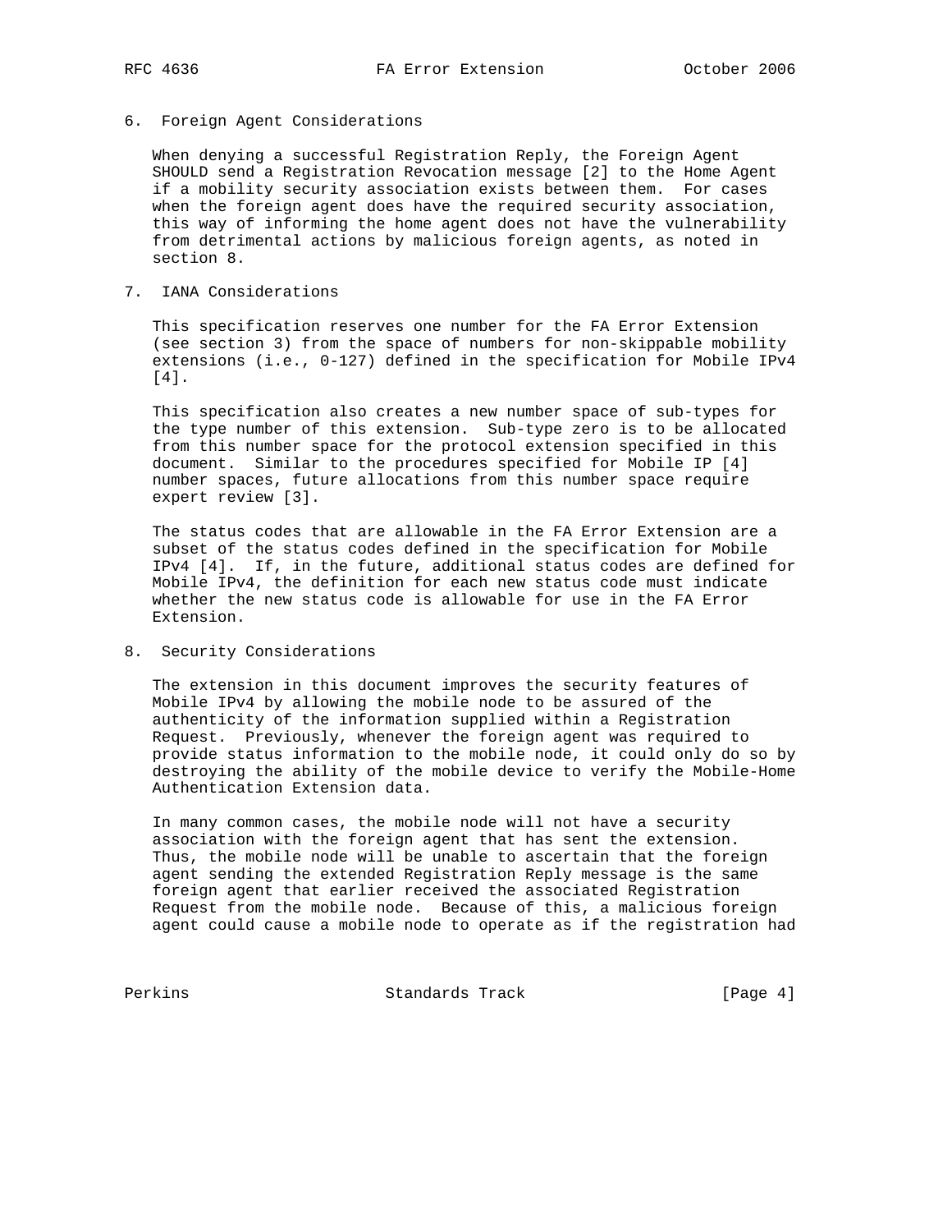## 6. Foreign Agent Considerations

When denying a successful Registration Reply, the Foreign Agent SHOULD send a Registration Revocation message [2] to the Home Agent if a mobility security association exists between them. For cases when the foreign agent does have the required security association, this way of informing the home agent does not have the vulnerability from detrimental actions by malicious foreign agents, as noted in section 8.

## 7. IANA Considerations

This specification reserves one number for the FA Error Extension (see section 3) from the space of numbers for non-skippable mobility extensions (i.e., 0-127) defined in the specification for Mobile IPv4 [4].

This specification also creates a new number space of sub-types for the type number of this extension. Sub-type zero is to be allocated from this number space for the protocol extension specified in this document. Similar to the procedures specified for Mobile IP [4] number spaces, future allocations from this number space require expert review [3].

The status codes that are allowable in the FA Error Extension are a subset of the status codes defined in the specification for Mobile IPv4 [4]. If, in the future, additional status codes are defined for Mobile IPv4, the definition for each new status code must indicate whether the new status code is allowable for use in the FA Error Extension.

## 8. Security Considerations

The extension in this document improves the security features of Mobile IPv4 by allowing the mobile node to be assured of the authenticity of the information supplied within a Registration Request. Previously, whenever the foreign agent was required to provide status information to the mobile node, it could only do so by destroying the ability of the mobile device to verify the Mobile-Home Authentication Extension data.

In many common cases, the mobile node will not have a security association with the foreign agent that has sent the extension. Thus, the mobile node will be unable to ascertain that the foreign agent sending the extended Registration Reply message is the same foreign agent that earlier received the associated Registration Request from the mobile node. Because of this, a malicious foreign agent could cause a mobile node to operate as if the registration had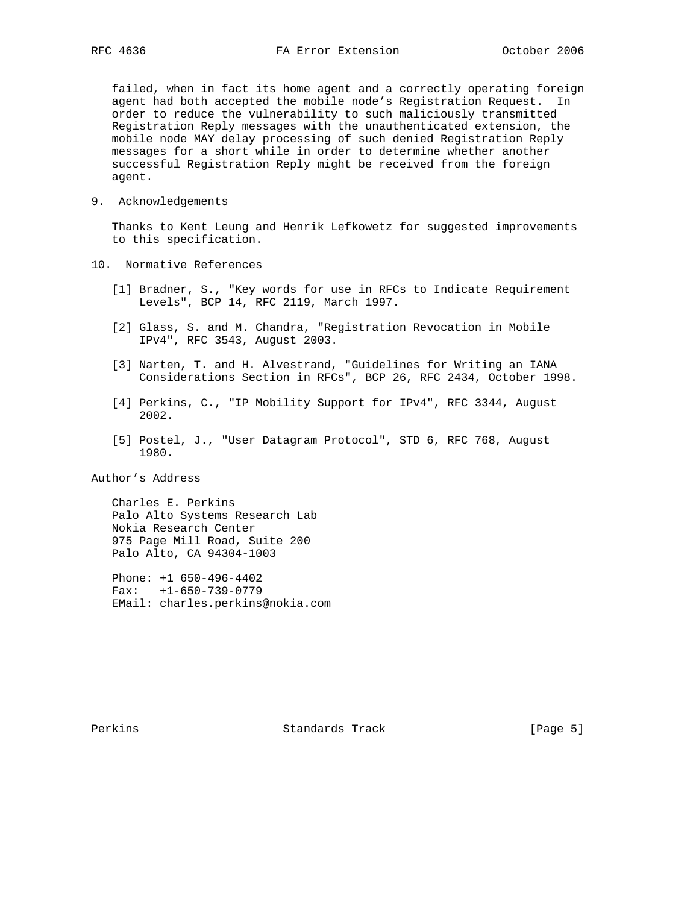failed, when in fact its home agent and a correctly operating foreign agent had both accepted the mobile node's Registration Request. In order to reduce the vulnerability to such maliciously transmitted Registration Reply messages with the unauthenticated extension, the mobile node MAY delay processing of such denied Registration Reply messages for a short while in order to determine whether another successful Registration Reply might be received from the foreign agent.

## 9. Acknowledgements

Thanks to Kent Leung and Henrik Lefkowetz for suggested improvements to this specification.

## 10. Normative References

[1] Bradner, S., "Key words for use in RFCs to Indicate Requirement Levels", BCP 14, RFC 2119, March 1997.

[2] Glass, S. and M. Chandra, "Registration Revocation in Mobile IPv4", RFC 3543, August 2003.

[3] Narten, T. and H. Alvestrand, "Guidelines for Writing an IANA Considerations Section in RFCs", BCP 26, RFC 2434, October 1998.

[4] Perkins, C., "IP Mobility Support for IPv4", RFC 3344, August 2002.

[5] Postel, J., "User Datagram Protocol", STD 6, RFC 768, August 1980.

## Author's Address

Charles E. Perkins
Palo Alto Systems Research Lab
Nokia Research Center
975 Page Mill Road, Suite 200
Palo Alto, CA 94304-1003

Phone: +1 650-496-4402
Fax: +1-650-739-0779
EMail: charles.perkins@nokia.com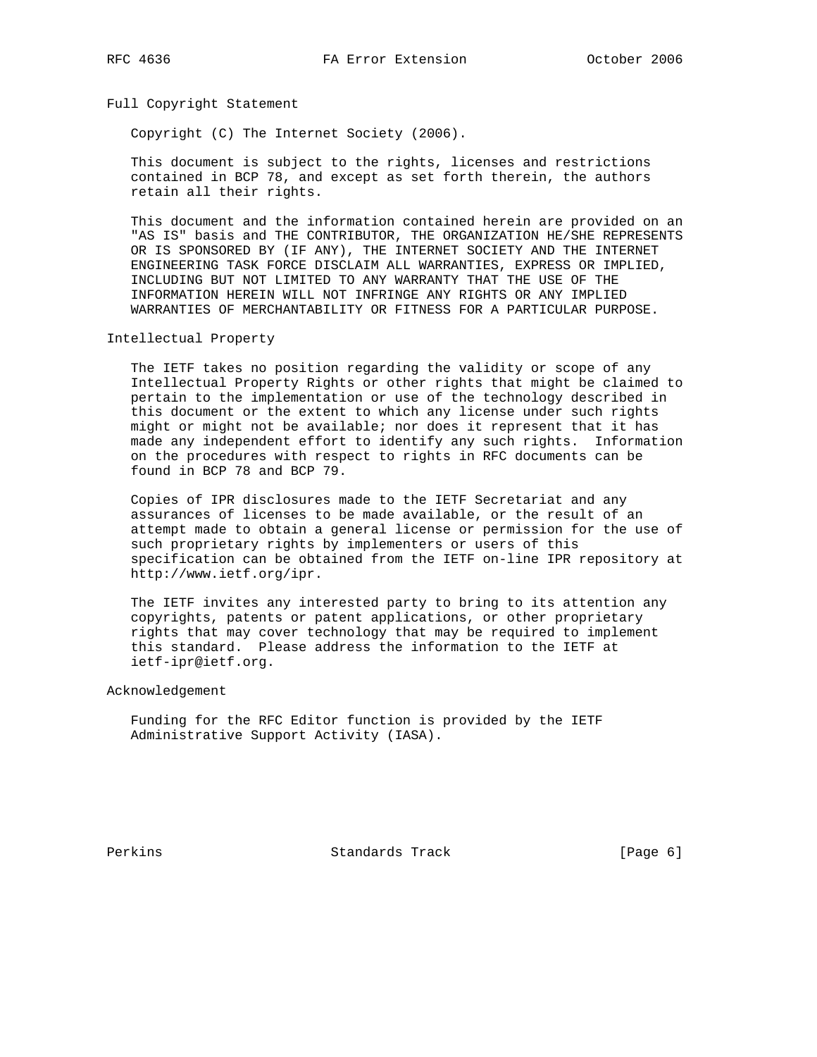## Full Copyright Statement

Copyright (C) The Internet Society (2006).

This document is subject to the rights, licenses and restrictions contained in BCP 78, and except as set forth therein, the authors retain all their rights.

This document and the information contained herein are provided on an "AS IS" basis and THE CONTRIBUTOR, THE ORGANIZATION HE/SHE REPRESENTS OR IS SPONSORED BY (IF ANY), THE INTERNET SOCIETY AND THE INTERNET ENGINEERING TASK FORCE DISCLAIM ALL WARRANTIES, EXPRESS OR IMPLIED, INCLUDING BUT NOT LIMITED TO ANY WARRANTY THAT THE USE OF THE INFORMATION HEREIN WILL NOT INFRINGE ANY RIGHTS OR ANY IMPLIED WARRANTIES OF MERCHANTABILITY OR FITNESS FOR A PARTICULAR PURPOSE.

## Intellectual Property

The IETF takes no position regarding the validity or scope of any Intellectual Property Rights or other rights that might be claimed to pertain to the implementation or use of the technology described in this document or the extent to which any license under such rights might or might not be available; nor does it represent that it has made any independent effort to identify any such rights. Information on the procedures with respect to rights in RFC documents can be found in BCP 78 and BCP 79.

Copies of IPR disclosures made to the IETF Secretariat and any assurances of licenses to be made available, or the result of an attempt made to obtain a general license or permission for the use of such proprietary rights by implementers or users of this specification can be obtained from the IETF on-line IPR repository at http://www.ietf.org/ipr.

The IETF invites any interested party to bring to its attention any copyrights, patents or patent applications, or other proprietary rights that may cover technology that may be required to implement this standard. Please address the information to the IETF at ietf-ipr@ietf.org.

## Acknowledgement

Funding for the RFC Editor function is provided by the IETF Administrative Support Activity (IASA).